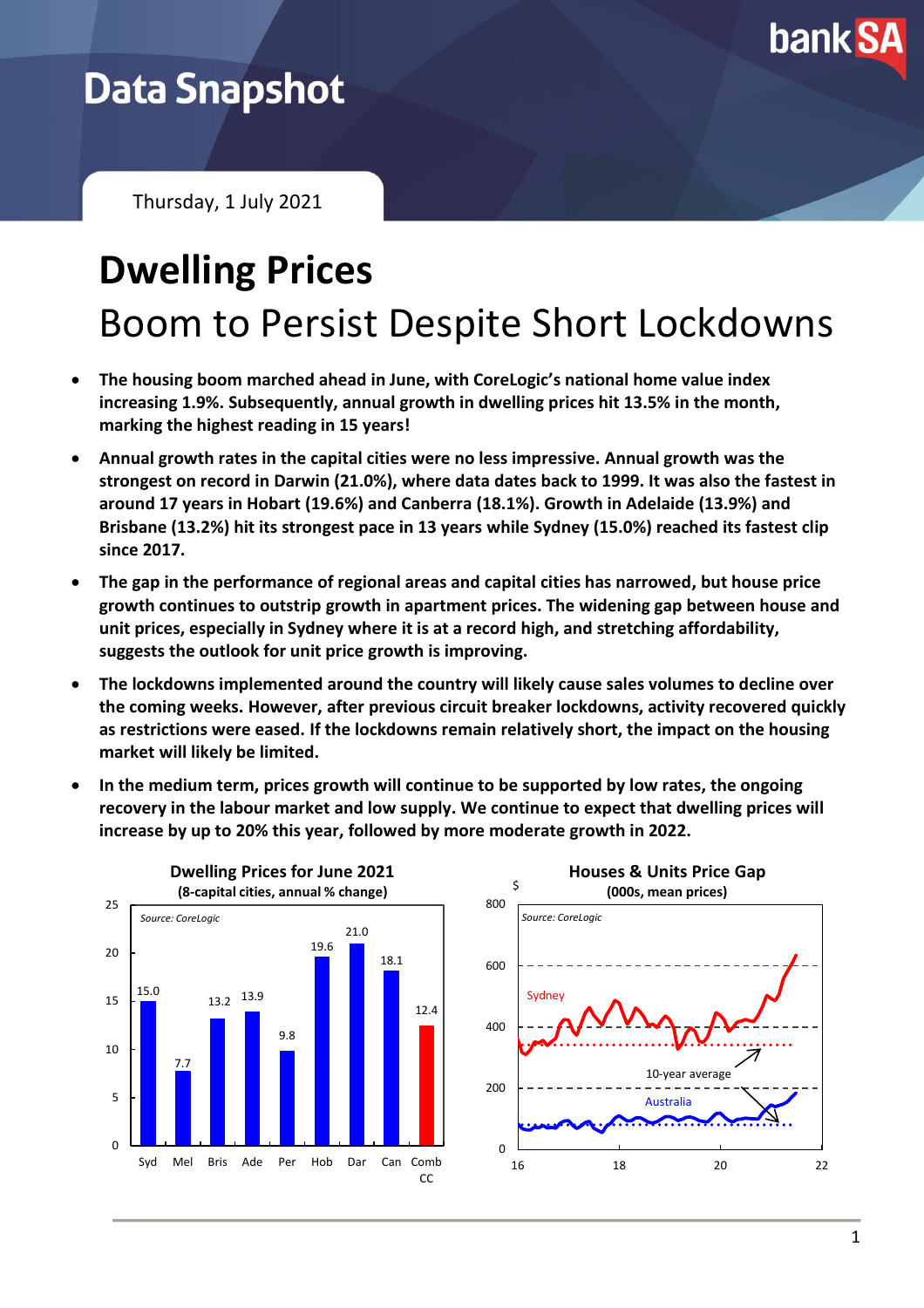# Data Snapshot

Thursday, 1 July 2021

# Dwelling Prices

## Boom to Persist Despite Short Lockdowns

- **The housing boom marched ahead in June, with CoreLogic's national home value index increasing 1.9%. Subsequently, annual growth in dwelling prices hit 13.5% in the month, marking the highest reading in 15 years!**
- **Annual growth rates in the capital cities were no less impressive. Annual growth was the strongest on record in Darwin (21.0%), where data dates back to 1999. It was also the fastest in around 17 years in Hobart (19.6%) and Canberra (18.1%). Growth in Adelaide (13.9%) and Brisbane (13.2%) hit its strongest pace in 13 years while Sydney (15.0%) reached its fastest clip since 2017.**
- **The gap in the performance of regional areas and capital cities has narrowed, but house price growth continues to outstrip growth in apartment prices. The widening gap between house and unit prices, especially in Sydney where it is at a record high, and stretching affordability, suggests the outlook for unit price growth is improving.**
- **The lockdowns implemented around the country will likely cause sales volumes to decline over the coming weeks. However, after previous circuit breaker lockdowns, activity recovered quickly as restrictions were eased. If the lockdowns remain relatively short, the impact on the housing market will likely be limited.**
- **In the medium term, prices growth will continue to be supported by low rates, the ongoing recovery in the labour market and low supply. We continue to expect that dwelling prices will increase by up to 20% this year, followed by more moderate growth in 2022.**

**Dwelling Prices for June 2021**
**(8-capital cities, annual % change)**

| Syd | Mel | Bris | Ade | Per | Hob | Dar | Can | Comb CC |
|---|---|---|---|---|---|---|---|---|
| 15.0 | 7.7 | 13.2 | 13.9 | 9.8 | 19.6 | 21.0 | 18.1 | 12.4 |

*Source: CoreLogic*

**Houses & Units Price Gap**
**(000s, mean prices)**

*Source: CoreLogic*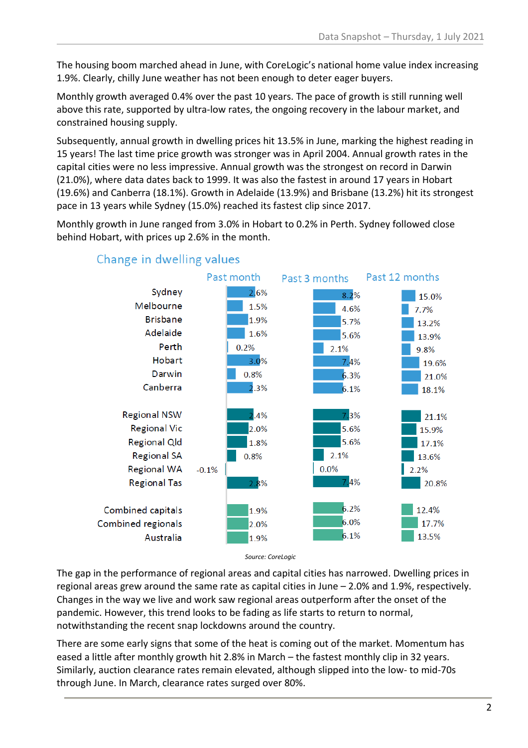The housing boom marched ahead in June, with CoreLogic's national home value index increasing 1.9%. Clearly, chilly June weather has not been enough to deter eager buyers.

Monthly growth averaged 0.4% over the past 10 years. The pace of growth is still running well above this rate, supported by ultra-low rates, the ongoing recovery in the labour market, and constrained housing supply.

Subsequently, annual growth in dwelling prices hit 13.5% in June, marking the highest reading in 15 years! The last time price growth was stronger was in April 2004. Annual growth rates in the capital cities were no less impressive. Annual growth was the strongest on record in Darwin (21.0%), where data dates back to 1999. It was also the fastest in around 17 years in Hobart (19.6%) and Canberra (18.1%). Growth in Adelaide (13.9%) and Brisbane (13.2%) hit its strongest pace in 13 years while Sydney (15.0%) reached its fastest clip since 2017.

Monthly growth in June ranged from 3.0% in Hobart to 0.2% in Perth. Sydney followed close behind Hobart, with prices up 2.6% in the month.

## Change in dwelling values

| | Past month | Past 3 months | Past 12 months |
|---|---|---|---|
| Sydney | 2.6% | 8.2% | 15.0% |
| Melbourne | 1.5% | 4.6% | 7.7% |
| Brisbane | 1.9% | 5.7% | 13.2% |
| Adelaide | 1.6% | 5.6% | 13.9% |
| Perth | 0.2% | 2.1% | 9.8% |
| Hobart | 3.0% | 7.4% | 19.6% |
| Darwin | 0.8% | 6.3% | 21.0% |
| Canberra | 2.3% | 6.1% | 18.1% |
| Regional NSW | 2.4% | 7.3% | 21.1% |
| Regional Vic | 2.0% | 5.6% | 15.9% |
| Regional Qld | 1.8% | 5.6% | 17.1% |
| Regional SA | 0.8% | 2.1% | 13.6% |
| Regional WA | -0.1% | 0.0% | 2.2% |
| Regional Tas | 2.8% | 7.4% | 20.8% |
| Combined capitals | 1.9% | 6.2% | 12.4% |
| Combined regionals | 2.0% | 6.0% | 17.7% |
| Australia | 1.9% | 6.1% | 13.5% |

*Source: CoreLogic*

The gap in the performance of regional areas and capital cities has narrowed. Dwelling prices in regional areas grew around the same rate as capital cities in June – 2.0% and 1.9%, respectively. Changes in the way we live and work saw regional areas outperform after the onset of the pandemic. However, this trend looks to be fading as life starts to return to normal, notwithstanding the recent snap lockdowns around the country.

There are some early signs that some of the heat is coming out of the market. Momentum has eased a little after monthly growth hit 2.8% in March – the fastest monthly clip in 32 years. Similarly, auction clearance rates remain elevated, although slipped into the low- to mid-70s through June. In March, clearance rates surged over 80%.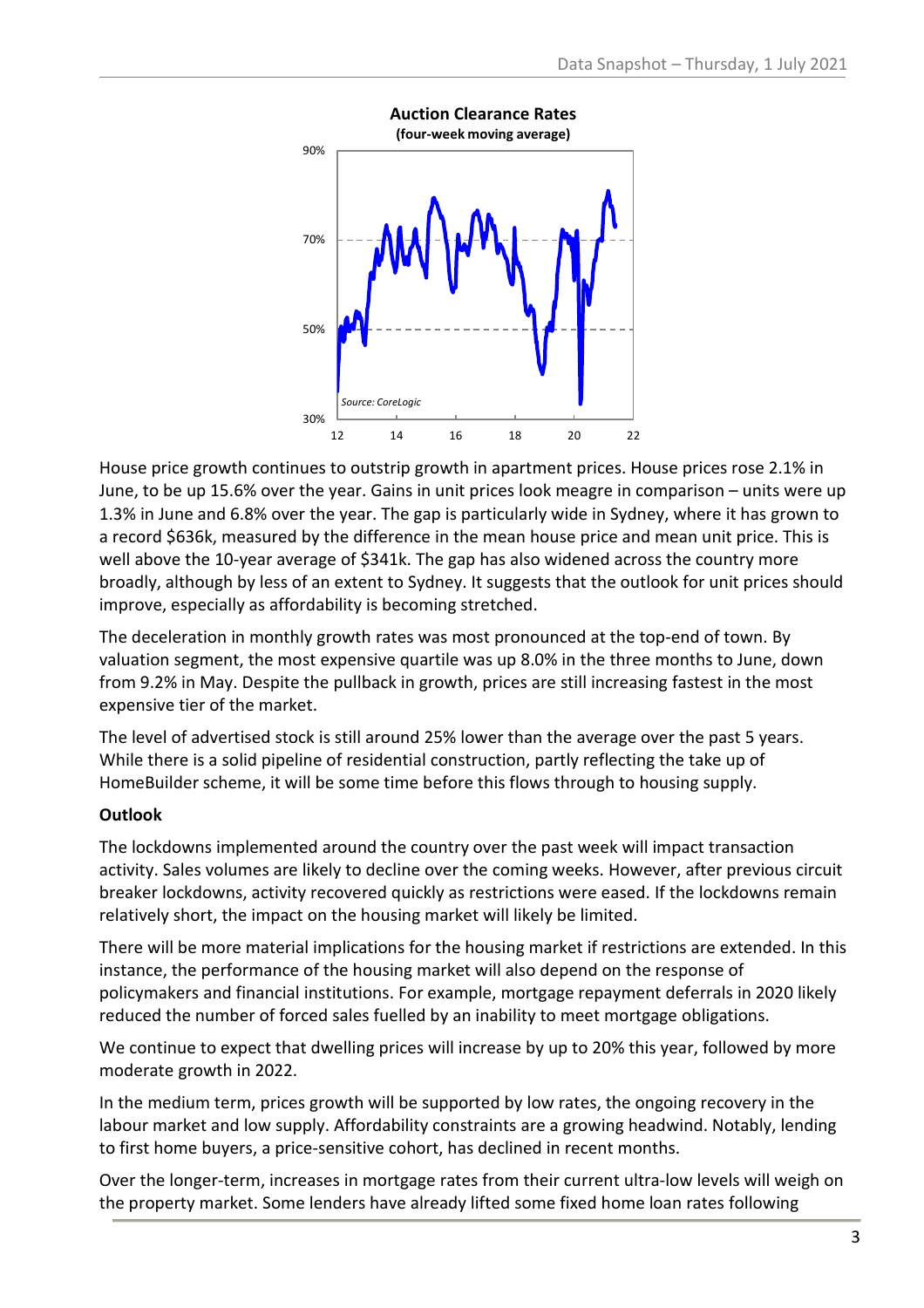**Auction Clearance Rates**
**(four-week moving average)**

Source: CoreLogic

House price growth continues to outstrip growth in apartment prices. House prices rose 2.1% in June, to be up 15.6% over the year. Gains in unit prices look meagre in comparison – units were up 1.3% in June and 6.8% over the year. The gap is particularly wide in Sydney, where it has grown to a record $636k, measured by the difference in the mean house price and mean unit price. This is well above the 10-year average of $341k. The gap has also widened across the country more broadly, although by less of an extent to Sydney. It suggests that the outlook for unit prices should improve, especially as affordability is becoming stretched.

The deceleration in monthly growth rates was most pronounced at the top-end of town. By valuation segment, the most expensive quartile was up 8.0% in the three months to June, down from 9.2% in May. Despite the pullback in growth, prices are still increasing fastest in the most expensive tier of the market.

The level of advertised stock is still around 25% lower than the average over the past 5 years. While there is a solid pipeline of residential construction, partly reflecting the take up of HomeBuilder scheme, it will be some time before this flows through to housing supply.

**Outlook**

The lockdowns implemented around the country over the past week will impact transaction activity. Sales volumes are likely to decline over the coming weeks. However, after previous circuit breaker lockdowns, activity recovered quickly as restrictions were eased. If the lockdowns remain relatively short, the impact on the housing market will likely be limited.

There will be more material implications for the housing market if restrictions are extended. In this instance, the performance of the housing market will also depend on the response of policymakers and financial institutions. For example, mortgage repayment deferrals in 2020 likely reduced the number of forced sales fuelled by an inability to meet mortgage obligations.

We continue to expect that dwelling prices will increase by up to 20% this year, followed by more moderate growth in 2022.

In the medium term, prices growth will be supported by low rates, the ongoing recovery in the labour market and low supply. Affordability constraints are a growing headwind. Notably, lending to first home buyers, a price-sensitive cohort, has declined in recent months.

Over the longer-term, increases in mortgage rates from their current ultra-low levels will weigh on the property market. Some lenders have already lifted some fixed home loan rates following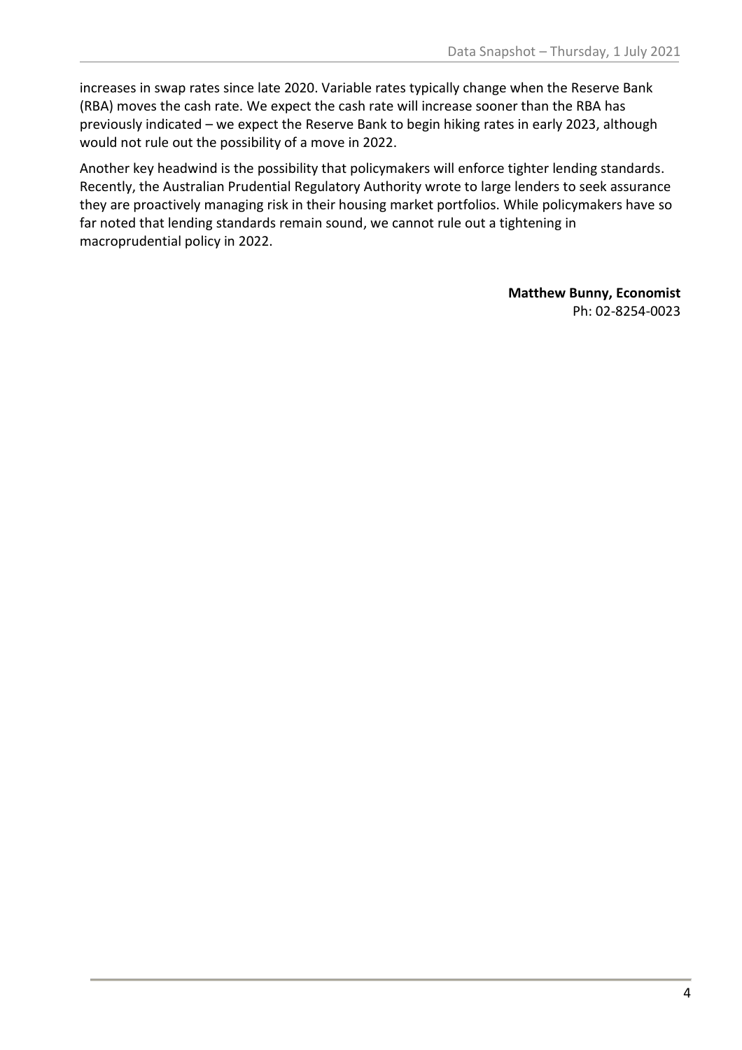increases in swap rates since late 2020. Variable rates typically change when the Reserve Bank (RBA) moves the cash rate. We expect the cash rate will increase sooner than the RBA has previously indicated – we expect the Reserve Bank to begin hiking rates in early 2023, although would not rule out the possibility of a move in 2022.

Another key headwind is the possibility that policymakers will enforce tighter lending standards. Recently, the Australian Prudential Regulatory Authority wrote to large lenders to seek assurance they are proactively managing risk in their housing market portfolios. While policymakers have so far noted that lending standards remain sound, we cannot rule out a tightening in macroprudential policy in 2022.

**Matthew Bunny, Economist**
Ph: 02-8254-0023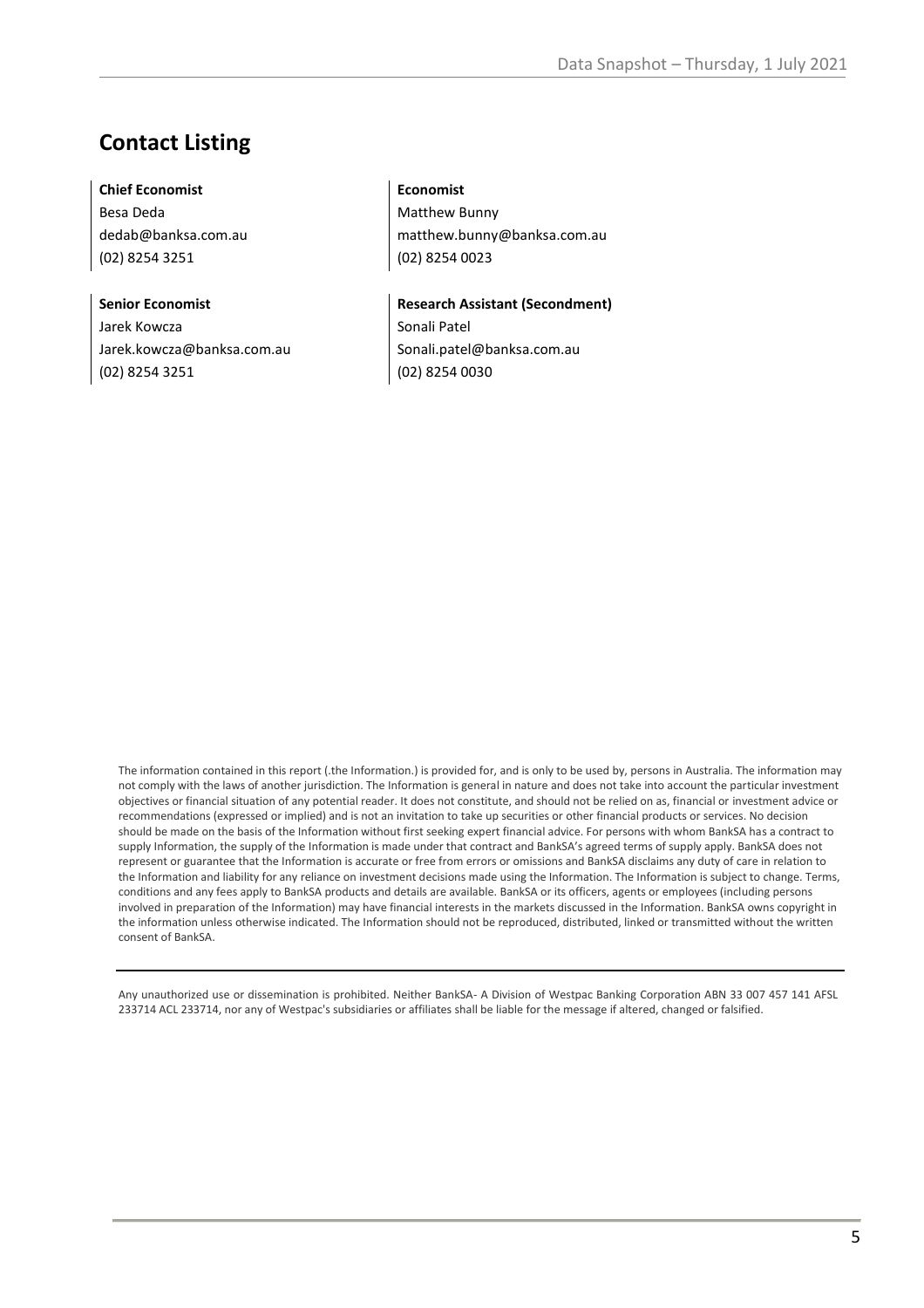## Contact Listing

**Chief Economist**
Besa Deda
dedab@banksa.com.au
(02) 8254 3251

**Senior Economist**
Jarek Kowcza
Jarek.kowcza@banksa.com.au
(02) 8254 3251

**Economist**
Matthew Bunny
matthew.bunny@banksa.com.au
(02) 8254 0023

**Research Assistant (Secondment)**
Sonali Patel
Sonali.patel@banksa.com.au
(02) 8254 0030

The information contained in this report (.the Information.) is provided for, and is only to be used by, persons in Australia. The information may not comply with the laws of another jurisdiction. The Information is general in nature and does not take into account the particular investment objectives or financial situation of any potential reader. It does not constitute, and should not be relied on as, financial or investment advice or recommendations (expressed or implied) and is not an invitation to take up securities or other financial products or services. No decision should be made on the basis of the Information without first seeking expert financial advice. For persons with whom BankSA has a contract to supply Information, the supply of the Information is made under that contract and BankSA's agreed terms of supply apply. BankSA does not represent or guarantee that the Information is accurate or free from errors or omissions and BankSA disclaims any duty of care in relation to the Information and liability for any reliance on investment decisions made using the Information. The Information is subject to change. Terms, conditions and any fees apply to BankSA products and details are available. BankSA or its officers, agents or employees (including persons involved in preparation of the Information) may have financial interests in the markets discussed in the Information. BankSA owns copyright in the information unless otherwise indicated. The Information should not be reproduced, distributed, linked or transmitted without the written consent of BankSA.

---

Any unauthorized use or dissemination is prohibited. Neither BankSA- A Division of Westpac Banking Corporation ABN 33 007 457 141 AFSL 233714 ACL 233714, nor any of Westpac's subsidiaries or affiliates shall be liable for the message if altered, changed or falsified.